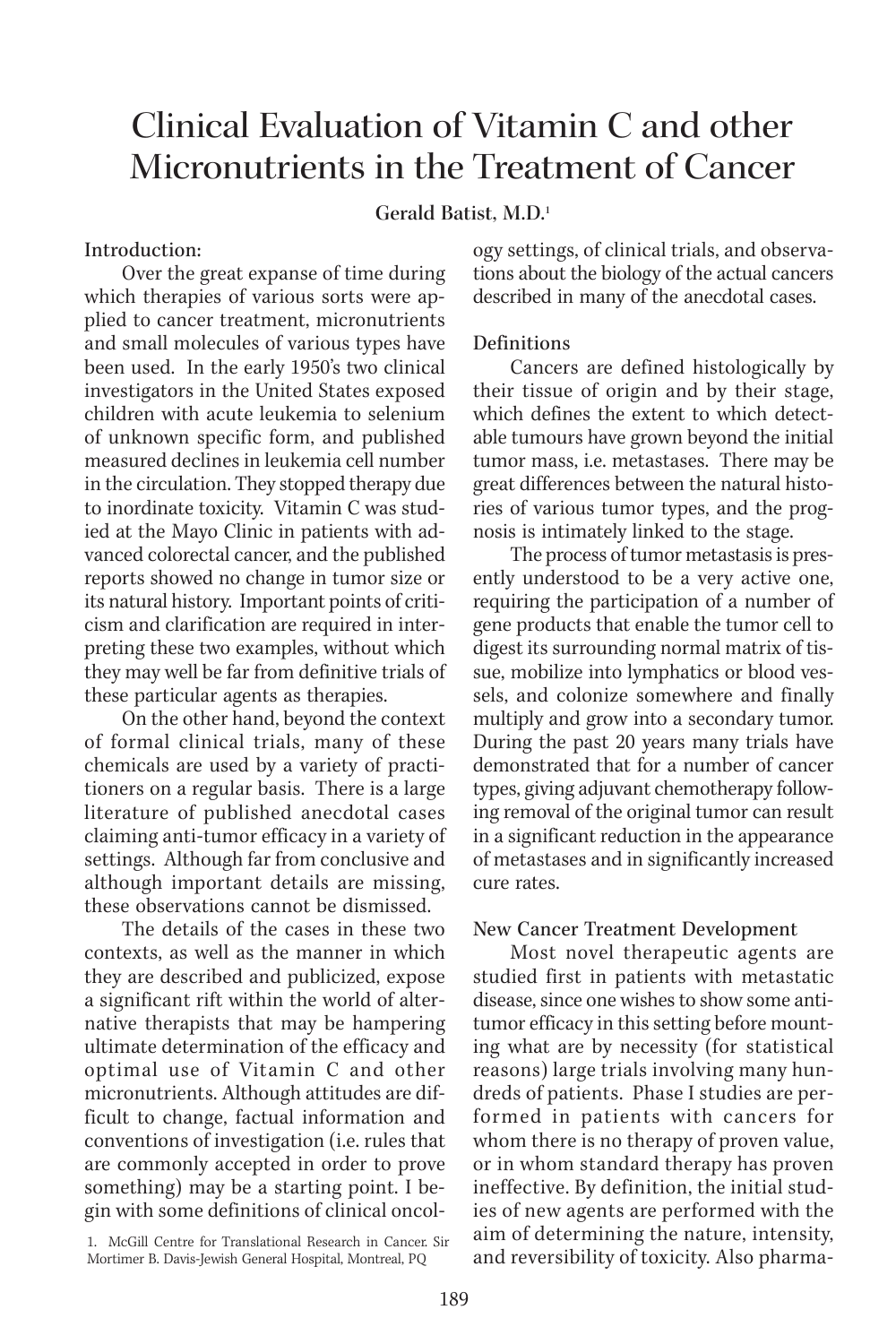# Clinical Evaluation of Vitamin C and other Micronutrients in the Treatment of Cancer

**Gerald Batist, M.D.**[1]

## Introduction:

Over the great expanse of time during which therapies of various sorts were applied to cancer treatment, micronutrients and small molecules of various types have been used. In the early 1950's two clinical investigators in the United States exposed children with acute leukemia to selenium of unknown specific form, and published measured declines in leukemia cell number in the circulation. They stopped therapy due to inordinate toxicity. Vitamin C was studied at the Mayo Clinic in patients with advanced colorectal cancer, and the published reports showed no change in tumor size or its natural history. Important points of criticism and clarification are required in interpreting these two examples, without which they may well be far from definitive trials of these particular agents as therapies.

On the other hand, beyond the context of formal clinical trials, many of these chemicals are used by a variety of practitioners on a regular basis. There is a large literature of published anecdotal cases claiming anti-tumor efficacy in a variety of settings. Although far from conclusive and although important details are missing, these observations cannot be dismissed.

The details of the cases in these two contexts, as well as the manner in which they are described and publicized, expose a significant rift within the world of alternative therapists that may be hampering ultimate determination of the efficacy and optimal use of Vitamin C and other micronutrients. Although attitudes are difficult to change, factual information and conventions of investigation (i.e. rules that are commonly accepted in order to prove something) may be a starting point. I begin with some definitions of clinical oncology settings, of clinical trials, and observations about the biology of the actual cancers described in many of the anecdotal cases.

## Definitions

Cancers are defined histologically by their tissue of origin and by their stage, which defines the extent to which detectable tumours have grown beyond the initial tumor mass, i.e. metastases. There may be great differences between the natural histories of various tumor types, and the prognosis is intimately linked to the stage.

The process of tumor metastasis is presently understood to be a very active one, requiring the participation of a number of gene products that enable the tumor cell to digest its surrounding normal matrix of tissue, mobilize into lymphatics or blood vessels, and colonize somewhere and finally multiply and grow into a secondary tumor. During the past 20 years many trials have demonstrated that for a number of cancer types, giving adjuvant chemotherapy following removal of the original tumor can result in a significant reduction in the appearance of metastases and in significantly increased cure rates.

## New Cancer Treatment Development

Most novel therapeutic agents are studied first in patients with metastatic disease, since one wishes to show some anti-tumor efficacy in this setting before mounting what are by necessity (for statistical reasons) large trials involving many hundreds of patients. Phase I studies are performed in patients with cancers for whom there is no therapy of proven value, or in whom standard therapy has proven ineffective. By definition, the initial studies of new agents are performed with the aim of determining the nature, intensity, and reversibility of toxicity. Also pharma-

[1] McGill Centre for Translational Research in Cancer. Sir Mortimer B. Davis-Jewish General Hospital, Montreal, PQ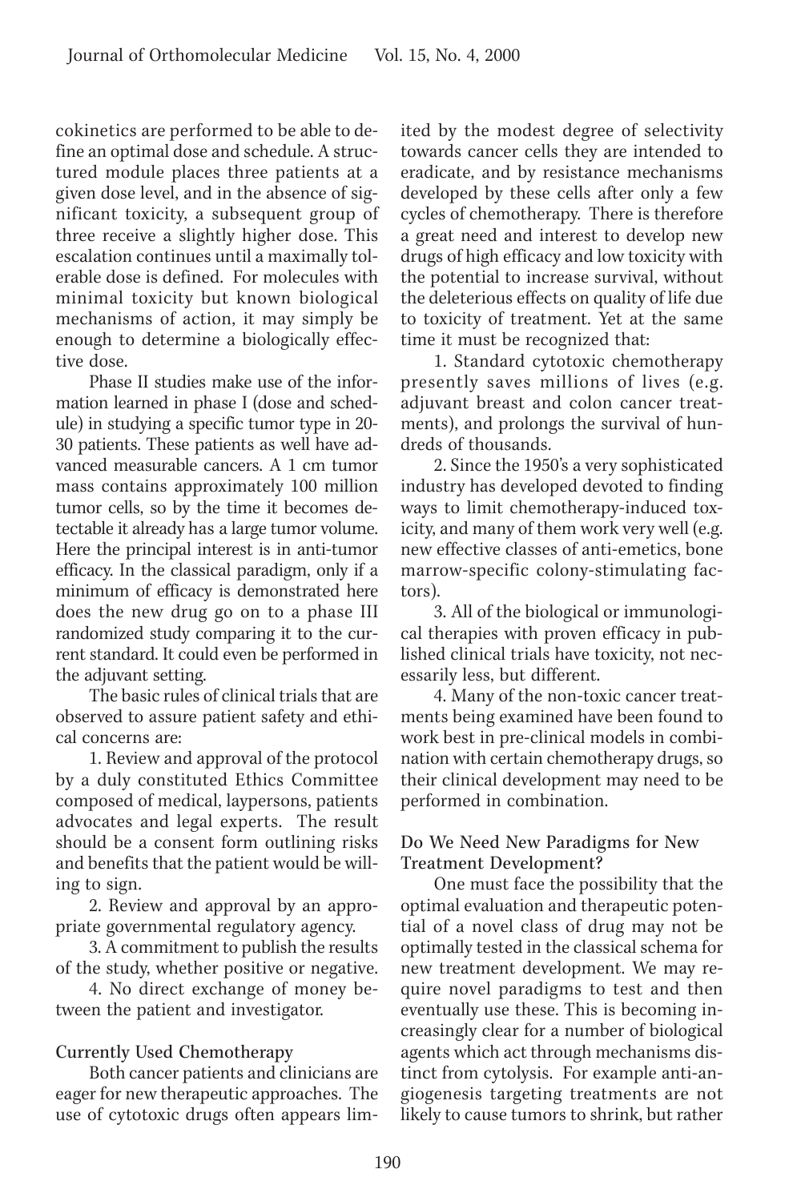cokinetics are performed to be able to define an optimal dose and schedule. A structured module places three patients at a given dose level, and in the absence of significant toxicity, a subsequent group of three receive a slightly higher dose. This escalation continues until a maximally tolerable dose is defined. For molecules with minimal toxicity but known biological mechanisms of action, it may simply be enough to determine a biologically effective dose.

Phase II studies make use of the information learned in phase I (dose and schedule) in studying a specific tumor type in 20-30 patients. These patients as well have advanced measurable cancers. A 1 cm tumor mass contains approximately 100 million tumor cells, so by the time it becomes detectable it already has a large tumor volume. Here the principal interest is in anti-tumor efficacy. In the classical paradigm, only if a minimum of efficacy is demonstrated here does the new drug go on to a phase III randomized study comparing it to the current standard. It could even be performed in the adjuvant setting.

The basic rules of clinical trials that are observed to assure patient safety and ethical concerns are:

1. Review and approval of the protocol by a duly constituted Ethics Committee composed of medical, laypersons, patients advocates and legal experts. The result should be a consent form outlining risks and benefits that the patient would be willing to sign.
2. Review and approval by an appropriate governmental regulatory agency.
3. A commitment to publish the results of the study, whether positive or negative.
4. No direct exchange of money between the patient and investigator.

### Currently Used Chemotherapy

Both cancer patients and clinicians are eager for new therapeutic approaches. The use of cytotoxic drugs often appears limited by the modest degree of selectivity towards cancer cells they are intended to eradicate, and by resistance mechanisms developed by these cells after only a few cycles of chemotherapy. There is therefore a great need and interest to develop new drugs of high efficacy and low toxicity with the potential to increase survival, without the deleterious effects on quality of life due to toxicity of treatment. Yet at the same time it must be recognized that:

1. Standard cytotoxic chemotherapy presently saves millions of lives (e.g. adjuvant breast and colon cancer treatments), and prolongs the survival of hundreds of thousands.
2. Since the 1950's a very sophisticated industry has developed devoted to finding ways to limit chemotherapy-induced toxicity, and many of them work very well (e.g. new effective classes of anti-emetics, bone marrow-specific colony-stimulating factors).
3. All of the biological or immunological therapies with proven efficacy in published clinical trials have toxicity, not necessarily less, but different.
4. Many of the non-toxic cancer treatments being examined have been found to work best in pre-clinical models in combination with certain chemotherapy drugs, so their clinical development may need to be performed in combination.

### Do We Need New Paradigms for New Treatment Development?

One must face the possibility that the optimal evaluation and therapeutic potential of a novel class of drug may not be optimally tested in the classical schema for new treatment development. We may require novel paradigms to test and then eventually use these. This is becoming increasingly clear for a number of biological agents which act through mechanisms distinct from cytolysis. For example anti-angiogenesis targeting treatments are not likely to cause tumors to shrink, but rather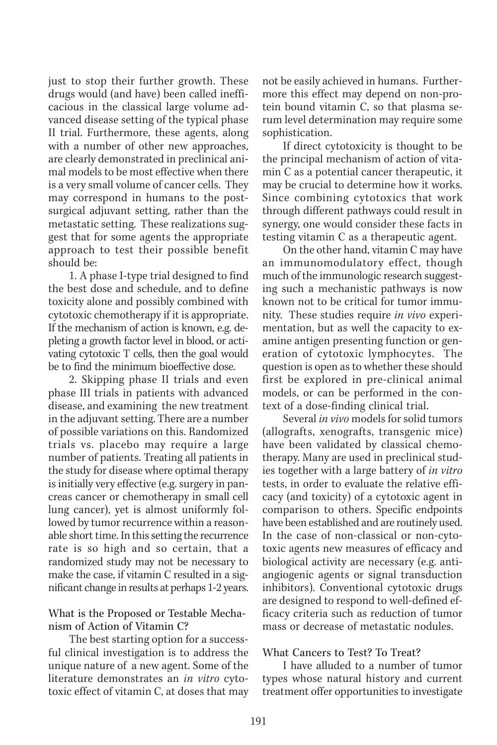just to stop their further growth. These drugs would (and have) been called inefficacious in the classical large volume advanced disease setting of the typical phase II trial. Furthermore, these agents, along with a number of other new approaches, are clearly demonstrated in preclinical animal models to be most effective when there is a very small volume of cancer cells. They may correspond in humans to the post-surgical adjuvant setting, rather than the metastatic setting. These realizations suggest that for some agents the appropriate approach to test their possible benefit should be:

1. A phase I-type trial designed to find the best dose and schedule, and to define toxicity alone and possibly combined with cytotoxic chemotherapy if it is appropriate. If the mechanism of action is known, e.g. depleting a growth factor level in blood, or activating cytotoxic T cells, then the goal would be to find the minimum bioeffective dose.

2. Skipping phase II trials and even phase III trials in patients with advanced disease, and examining the new treatment in the adjuvant setting. There are a number of possible variations on this. Randomized trials vs. placebo may require a large number of patients. Treating all patients in the study for disease where optimal therapy is initially very effective (e.g. surgery in pancreas cancer or chemotherapy in small cell lung cancer), yet is almost uniformly followed by tumor recurrence within a reasonable short time. In this setting the recurrence rate is so high and so certain, that a randomized study may not be necessary to make the case, if vitamin C resulted in a significant change in results at perhaps 1-2 years.

### What is the Proposed or Testable Mechanism of Action of Vitamin C?

The best starting option for a successful clinical investigation is to address the unique nature of a new agent. Some of the literature demonstrates an *in vitro* cytotoxic effect of vitamin C, at doses that may not be easily achieved in humans. Furthermore this effect may depend on non-protein bound vitamin C, so that plasma serum level determination may require some sophistication.

If direct cytotoxicity is thought to be the principal mechanism of action of vitamin C as a potential cancer therapeutic, it may be crucial to determine how it works. Since combining cytotoxics that work through different pathways could result in synergy, one would consider these facts in testing vitamin C as a therapeutic agent.

On the other hand, vitamin C may have an immunomodulatory effect, though much of the immunologic research suggesting such a mechanistic pathways is now known not to be critical for tumor immunity. These studies require *in vivo* experimentation, but as well the capacity to examine antigen presenting function or generation of cytotoxic lymphocytes. The question is open as to whether these should first be explored in pre-clinical animal models, or can be performed in the context of a dose-finding clinical trial.

Several *in vivo* models for solid tumors (allografts, xenografts, transgenic mice) have been validated by classical chemotherapy. Many are used in preclinical studies together with a large battery of *in vitro* tests, in order to evaluate the relative efficacy (and toxicity) of a cytotoxic agent in comparison to others. Specific endpoints have been established and are routinely used. In the case of non-classical or non-cytotoxic agents new measures of efficacy and biological activity are necessary (e.g. anti-angiogenic agents or signal transduction inhibitors). Conventional cytotoxic drugs are designed to respond to well-defined efficacy criteria such as reduction of tumor mass or decrease of metastatic nodules.

### What Cancers to Test? To Treat?

I have alluded to a number of tumor types whose natural history and current treatment offer opportunities to investigate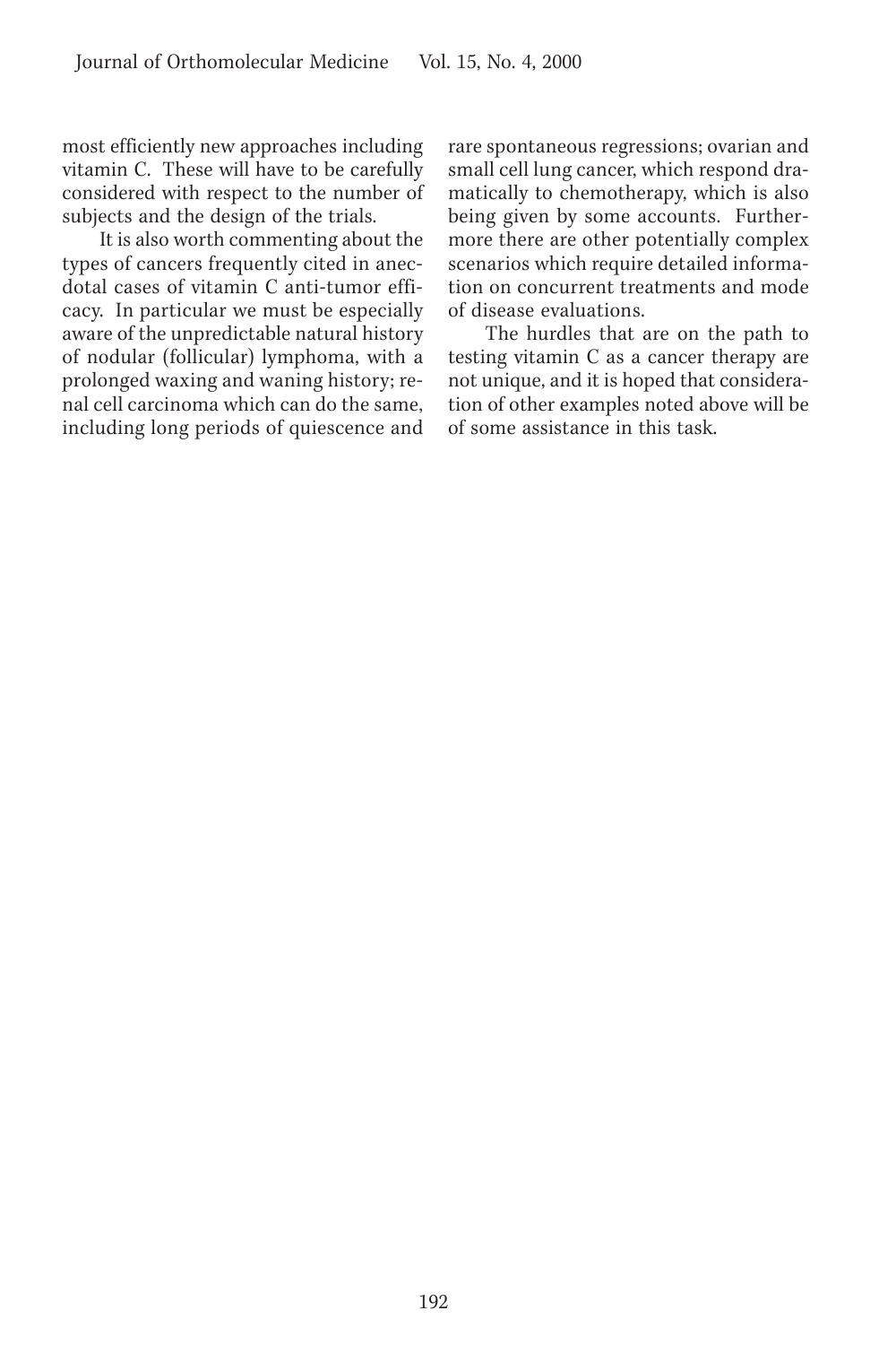most efficiently new approaches including vitamin C. These will have to be carefully considered with respect to the number of subjects and the design of the trials.

It is also worth commenting about the types of cancers frequently cited in anecdotal cases of vitamin C anti-tumor efficacy. In particular we must be especially aware of the unpredictable natural history of nodular (follicular) lymphoma, with a prolonged waxing and waning history; renal cell carcinoma which can do the same, including long periods of quiescence and rare spontaneous regressions; ovarian and small cell lung cancer, which respond dramatically to chemotherapy, which is also being given by some accounts. Furthermore there are other potentially complex scenarios which require detailed information on concurrent treatments and mode of disease evaluations.

The hurdles that are on the path to testing vitamin C as a cancer therapy are not unique, and it is hoped that consideration of other examples noted above will be of some assistance in this task.